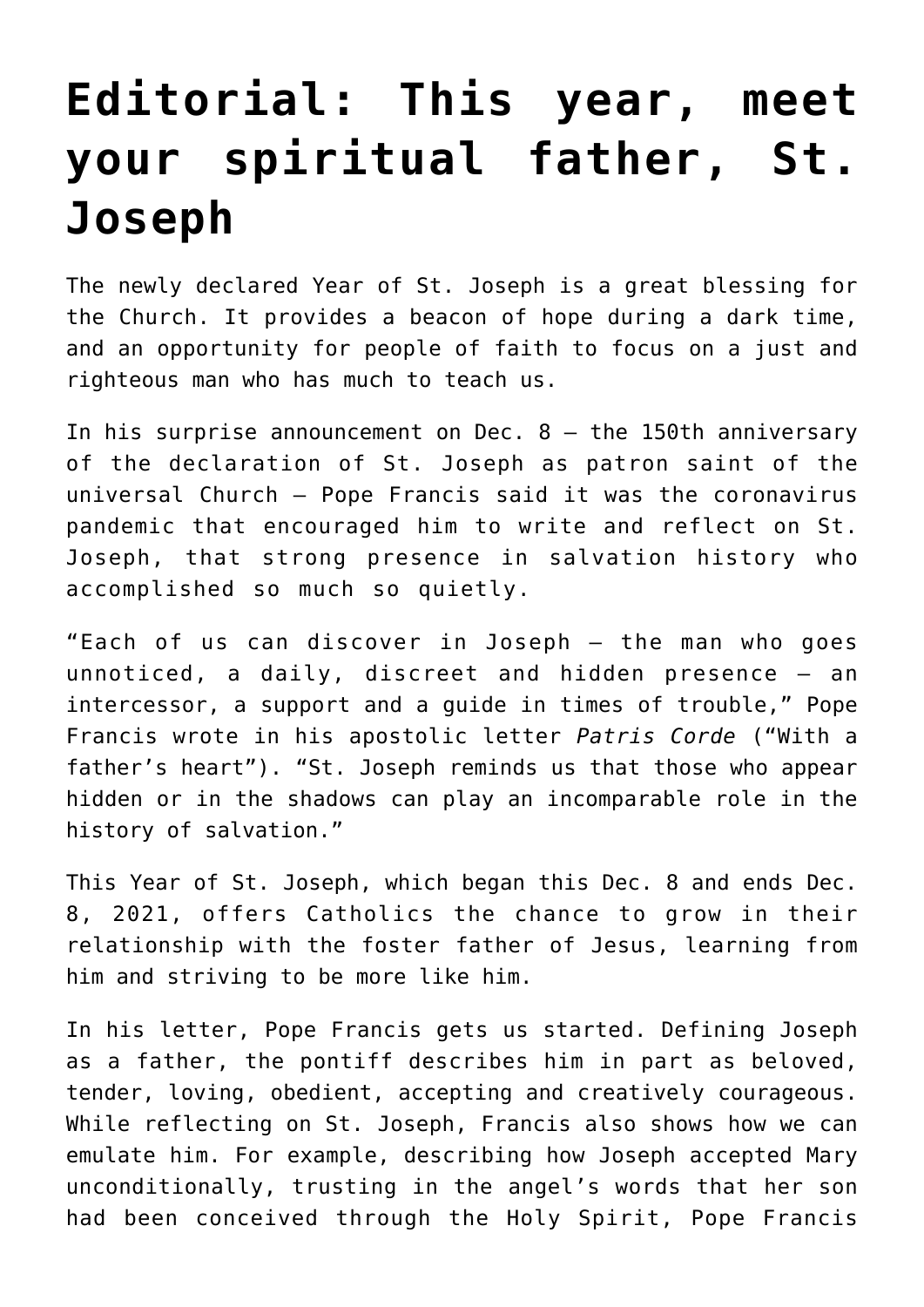# Editorial: This year, meet your spiritual father, St. Joseph

The newly declared Year of St. Joseph is a great blessing for the Church. It provides a beacon of hope during a dark time, and an opportunity for people of faith to focus on a just and righteous man who has much to teach us.

In his surprise announcement on Dec. 8 — the 150th anniversary of the declaration of St. Joseph as patron saint of the universal Church — Pope Francis said it was the coronavirus pandemic that encouraged him to write and reflect on St. Joseph, that strong presence in salvation history who accomplished so much so quietly.

"Each of us can discover in Joseph — the man who goes unnoticed, a daily, discreet and hidden presence — an intercessor, a support and a guide in times of trouble," Pope Francis wrote in his apostolic letter *Patris Corde* ("With a father's heart"). "St. Joseph reminds us that those who appear hidden or in the shadows can play an incomparable role in the history of salvation."

This Year of St. Joseph, which began this Dec. 8 and ends Dec. 8, 2021, offers Catholics the chance to grow in their relationship with the foster father of Jesus, learning from him and striving to be more like him.

In his letter, Pope Francis gets us started. Defining Joseph as a father, the pontiff describes him in part as beloved, tender, loving, obedient, accepting and creatively courageous. While reflecting on St. Joseph, Francis also shows how we can emulate him. For example, describing how Joseph accepted Mary unconditionally, trusting in the angel's words that her son had been conceived through the Holy Spirit, Pope Francis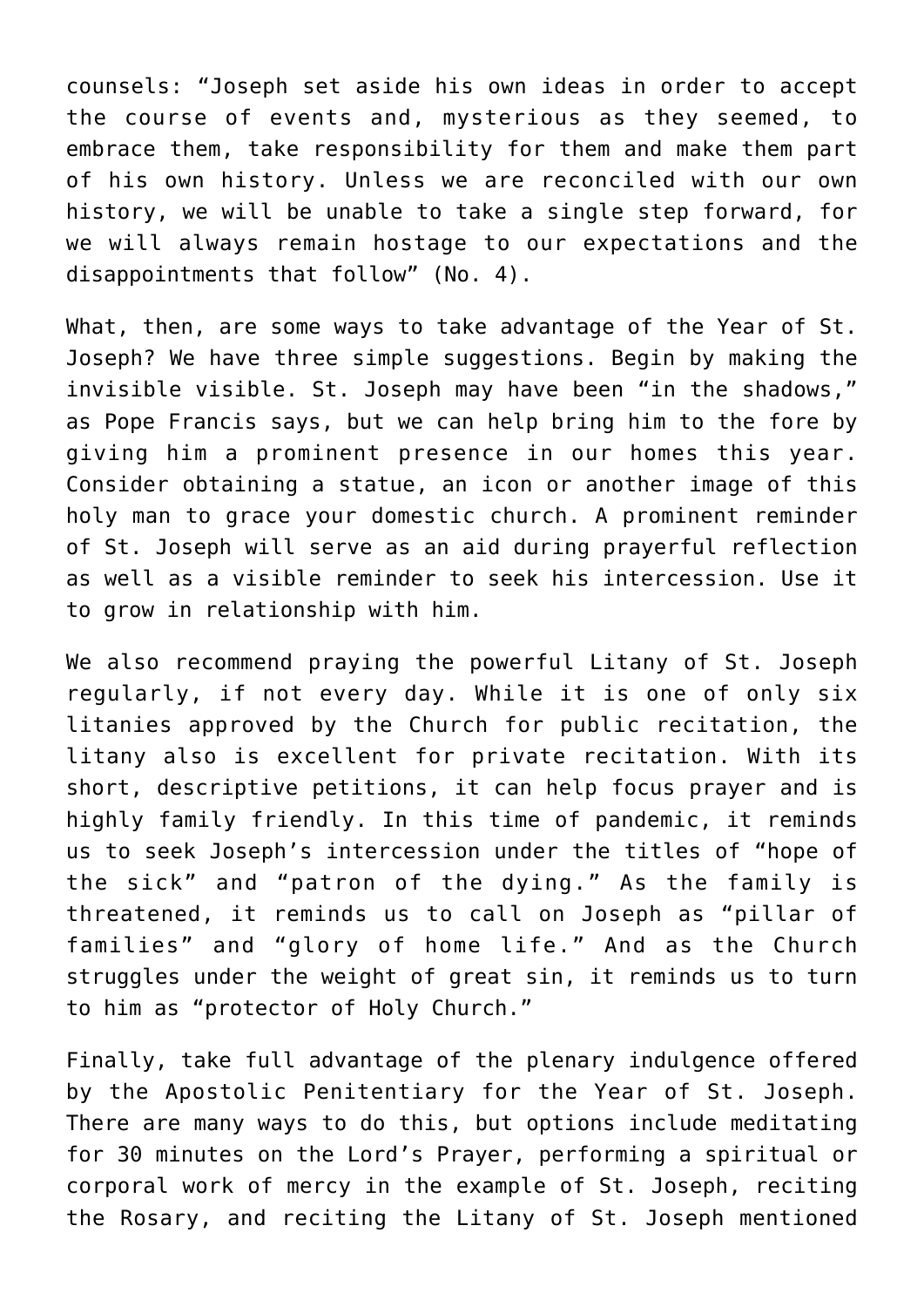counsels: “Joseph set aside his own ideas in order to accept the course of events and, mysterious as they seemed, to embrace them, take responsibility for them and make them part of his own history. Unless we are reconciled with our own history, we will be unable to take a single step forward, for we will always remain hostage to our expectations and the disappointments that follow” (No. 4).

What, then, are some ways to take advantage of the Year of St. Joseph? We have three simple suggestions. Begin by making the invisible visible. St. Joseph may have been “in the shadows,” as Pope Francis says, but we can help bring him to the fore by giving him a prominent presence in our homes this year. Consider obtaining a statue, an icon or another image of this holy man to grace your domestic church. A prominent reminder of St. Joseph will serve as an aid during prayerful reflection as well as a visible reminder to seek his intercession. Use it to grow in relationship with him.

We also recommend praying the powerful Litany of St. Joseph regularly, if not every day. While it is one of only six litanies approved by the Church for public recitation, the litany also is excellent for private recitation. With its short, descriptive petitions, it can help focus prayer and is highly family friendly. In this time of pandemic, it reminds us to seek Joseph’s intercession under the titles of “hope of the sick” and “patron of the dying.” As the family is threatened, it reminds us to call on Joseph as “pillar of families” and “glory of home life.” And as the Church struggles under the weight of great sin, it reminds us to turn to him as “protector of Holy Church.”

Finally, take full advantage of the plenary indulgence offered by the Apostolic Penitentiary for the Year of St. Joseph. There are many ways to do this, but options include meditating for 30 minutes on the Lord’s Prayer, performing a spiritual or corporal work of mercy in the example of St. Joseph, reciting the Rosary, and reciting the Litany of St. Joseph mentioned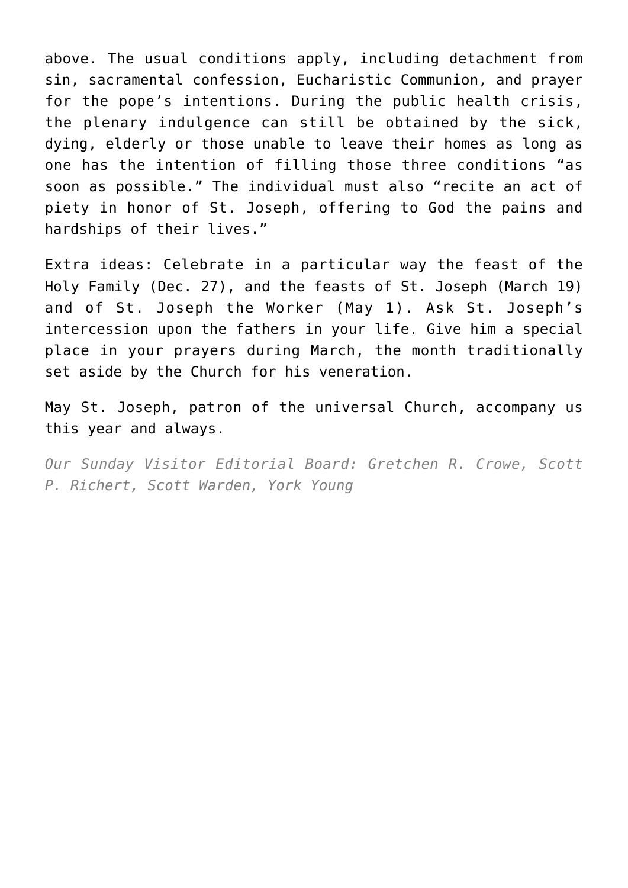above. The usual conditions apply, including detachment from sin, sacramental confession, Eucharistic Communion, and prayer for the pope's intentions. During the public health crisis, the plenary indulgence can still be obtained by the sick, dying, elderly or those unable to leave their homes as long as one has the intention of filling those three conditions "as soon as possible." The individual must also "recite an act of piety in honor of St. Joseph, offering to God the pains and hardships of their lives."

Extra ideas: Celebrate in a particular way the feast of the Holy Family (Dec. 27), and the feasts of St. Joseph (March 19) and of St. Joseph the Worker (May 1). Ask St. Joseph's intercession upon the fathers in your life. Give him a special place in your prayers during March, the month traditionally set aside by the Church for his veneration.

May St. Joseph, patron of the universal Church, accompany us this year and always.

*Our Sunday Visitor Editorial Board: Gretchen R. Crowe, Scott P. Richert, Scott Warden, York Young*